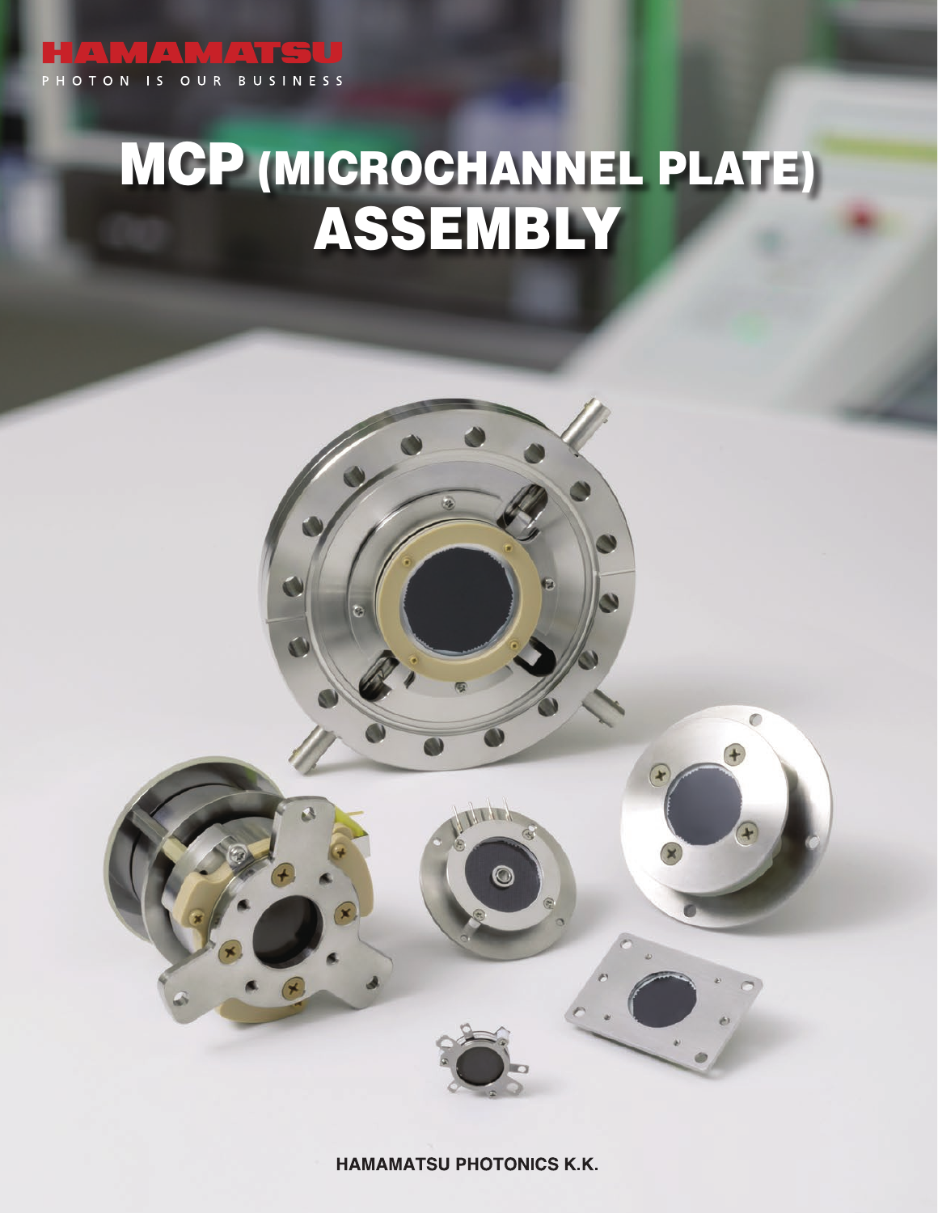HAMAMATSU

PHOTON IS OUR BUSINESS

# MCP (MICROCHANNEL PLATE) ASSEMBLY

HAMAMATSU PHOTONICS K.K.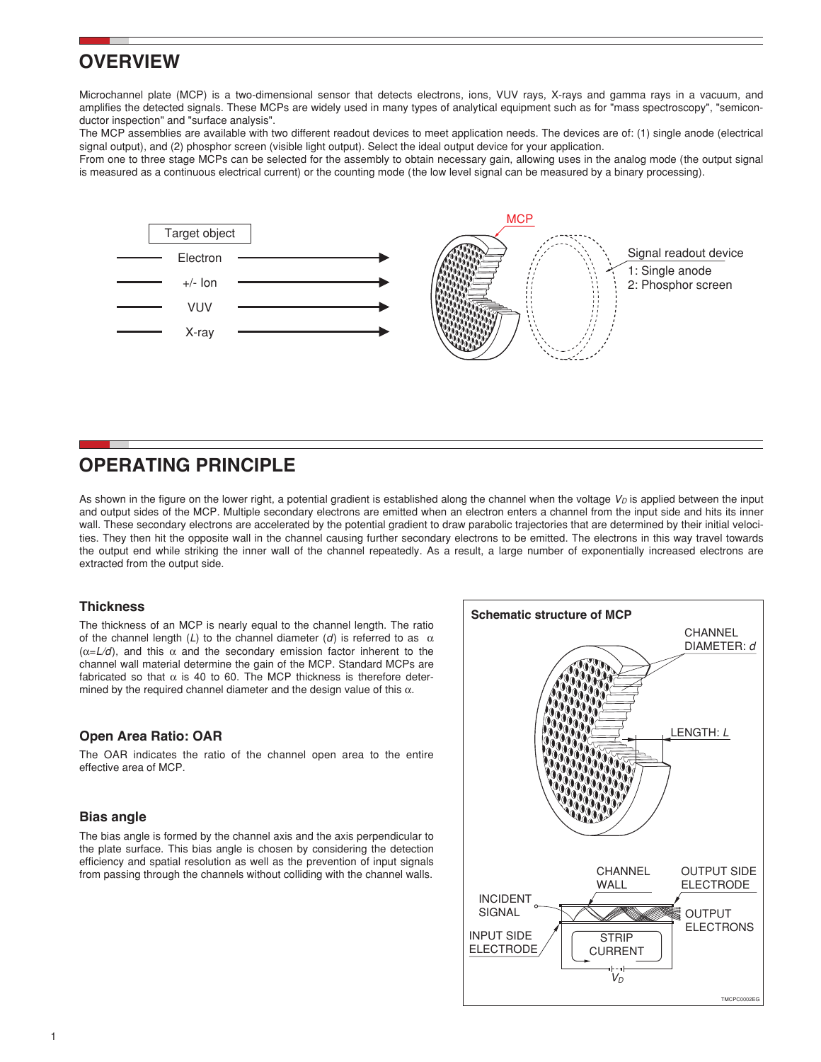## OVERVIEW

Microchannel plate (MCP) is a two-dimensional sensor that detects electrons, ions, VUV rays, X-rays and gamma rays in a vacuum, and amplifies the detected signals. These MCPs are widely used in many types of analytical equipment such as for "mass spectroscopy", "semiconductor inspection" and "surface analysis".
The MCP assemblies are available with two different readout devices to meet application needs. The devices are of: (1) single anode (electrical signal output), and (2) phosphor screen (visible light output). Select the ideal output device for your application.
From one to three stage MCPs can be selected for the assembly to obtain necessary gain, allowing uses in the analog mode (the output signal is measured as a continuous electrical current) or the counting mode (the low level signal can be measured by a binary processing).

Target object
- Electron
- +/- Ion
- VUV
- X-ray

MCP

Signal readout device
1: Single anode
2: Phosphor screen

## OPERATING PRINCIPLE

As shown in the figure on the lower right, a potential gradient is established along the channel when the voltage $V_D$ is applied between the input and output sides of the MCP. Multiple secondary electrons are emitted when an electron enters a channel from the input side and hits its inner wall. These secondary electrons are accelerated by the potential gradient to draw parabolic trajectories that are determined by their initial velocities. They then hit the opposite wall in the channel causing further secondary electrons to be emitted. The electrons in this way travel towards the output end while striking the inner wall of the channel repeatedly. As a result, a large number of exponentially increased electrons are extracted from the output side.

### Thickness

The thickness of an MCP is nearly equal to the channel length. The ratio of the channel length ($L$) to the channel diameter ($d$) is referred to as $\alpha$ ($\alpha=L/d$), and this $\alpha$ and the secondary emission factor inherent to the channel wall material determine the gain of the MCP. Standard MCPs are fabricated so that $\alpha$ is 40 to 60. The MCP thickness is therefore determined by the required channel diameter and the design value of this $\alpha$.

### Open Area Ratio: OAR

The OAR indicates the ratio of the channel open area to the entire effective area of MCP.

### Bias angle

The bias angle is formed by the channel axis and the axis perpendicular to the plate surface. This bias angle is chosen by considering the detection efficiency and spatial resolution as well as the prevention of input signals from passing through the channels without colliding with the channel walls.

**Schematic structure of MCP**

CHANNEL DIAMETER: $d$

LENGTH: $L$

CHANNEL WALL, OUTPUT SIDE ELECTRODE, INCIDENT SIGNAL, OUTPUT ELECTRONS, INPUT SIDE ELECTRODE, STRIP CURRENT, $V_D$

TMCPC0002EG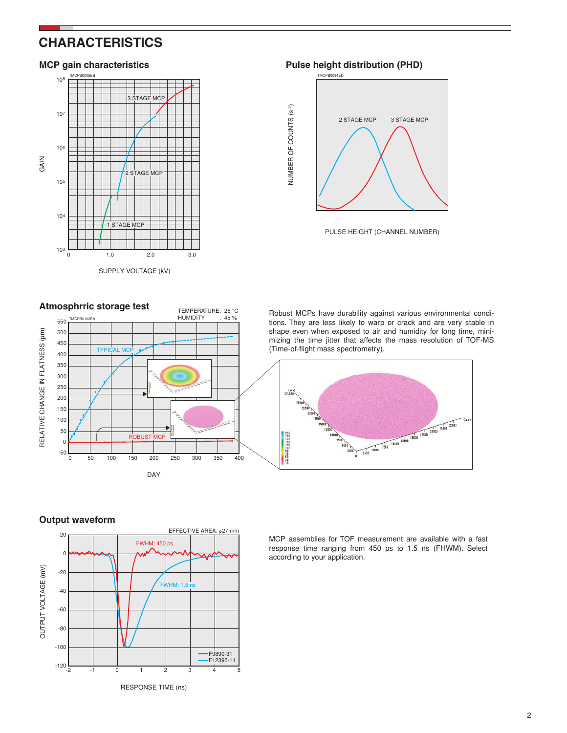## CHARACTERISTICS

### MCP gain characteristics

TMCPB0005EB

GAIN

SUPPLY VOLTAGE (kV)

3 STAGE MCP

2 STAGE MCP

1 STAGE MCP

### Pulse height distribution (PHD)

TMCPB0034ED

NUMBER OF COUNTS ($s^{-1}$)

PULSE HEIGHT (CHANNEL NUMBER)

2 STAGE MCP

3 STAGE MCP

### Atmosphrric storage test

TEMPERATURE: 25 °C
HUMIDITY : 45 %

TMCPB0102EA

RELATIVE CHANGE IN FLATNESS (μm)

DAY

TYPICAL MCP

ROBUST MCP

Robust MCPs have durability against various environmental conditions. They are less likely to warp or crack and are very stable in shape even when exposed to air and humidity for long time, minimizing the time jitter that affects the mass resolution of TOF-MS (Time-of-flight mass spectrometry).

### Output waveform

EFFECTIVE AREA: ϕ27 mm

OUTPUT VOLTAGE (mV)

RESPONSE TIME (ns)

FWHM: 450 ps

FWHM: 1.5 ns

F9890-31
F12395-11

MCP assemblies for TOF measurement are available with a fast response time ranging from 450 ps to 1.5 ns (FWHM). Select according to your application.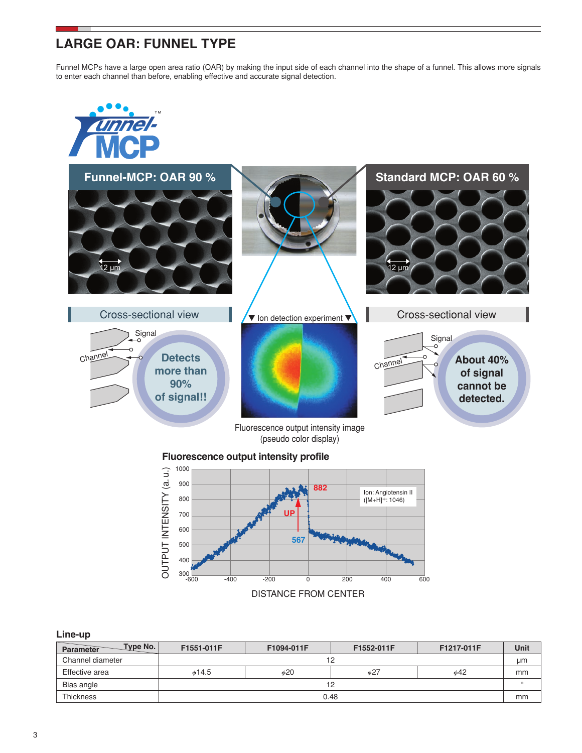## LARGE OAR: FUNNEL TYPE

Funnel MCPs have a large open area ratio (OAR) by making the input side of each channel into the shape of a funnel. This allows more signals to enter each channel than before, enabling effective and accurate signal detection.

Funnel-MCP™

**Funnel-MCP: OAR 90 %**

12 μm

**Standard MCP: OAR 60 %**

12 μm

Cross-sectional view

Signal

Channel

**Detects more than 90% of signal!!**

▼ Ion detection experiment ▼

Fluorescence output intensity image (pseudo color display)

Cross-sectional view

Signal

Channel

**About 40% of signal cannot be detected.**

**Fluorescence output intensity profile**

OUTPUT INTENSITY (a. u.)

DISTANCE FROM CENTER

882

UP

567

Ion: Angiotensin II ($[M+H]^+$: 1046)

### Line-up

| Parameter \ Type No. | F1551-011F | F1094-011F | F1552-011F | F1217-011F | Unit |
|---|---|---|---|---|---|
| Channel diameter | 12 | | | | μm |
| Effective area | ϕ14.5 | ϕ20 | ϕ27 | ϕ42 | mm |
| Bias angle | 12 | | | | ° |
| Thickness | 0.48 | | | | mm |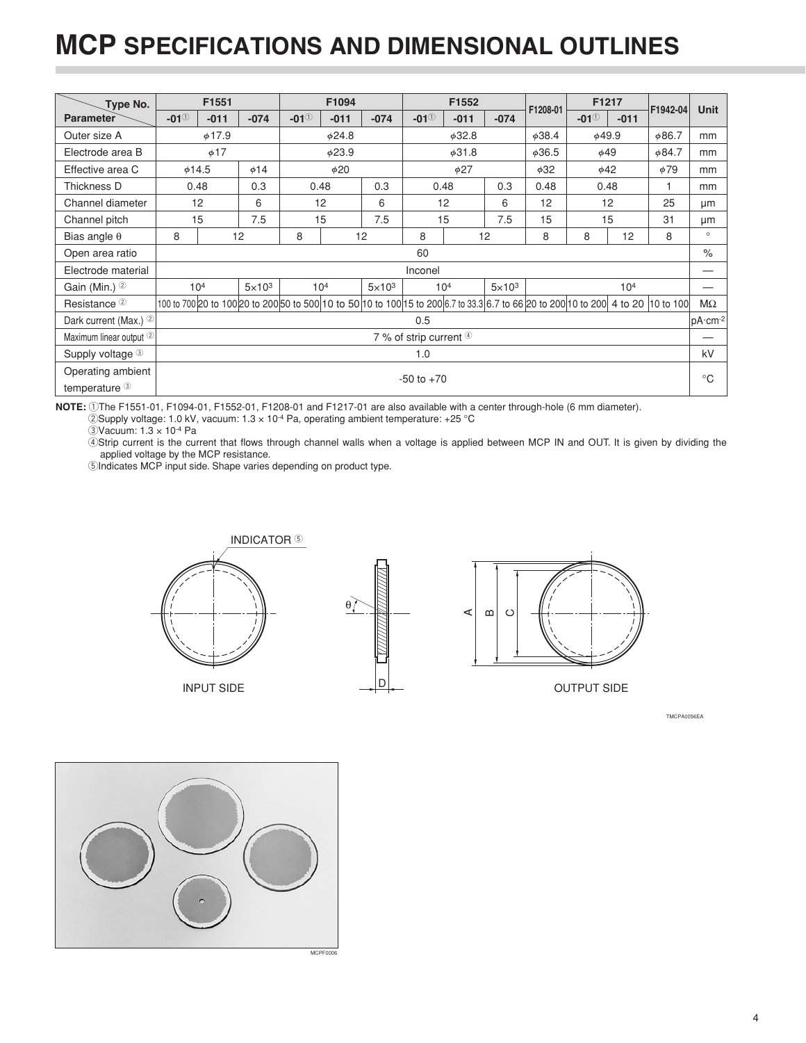# MCP SPECIFICATIONS AND DIMENSIONAL OUTLINES

| Type No. / Parameter | F1551 | | | F1094 | | | F1552 | | | F1208-01 | F1217 | | F1942-04 | Unit |
|---|---|---|---|---|---|---|---|---|---|---|---|---|---|---|
| | -01① | -011 | -074 | -01① | -011 | -074 | -01① | -011 | -074 | | -01① | -011 | | |
| Outer size A | ϕ17.9 | | | ϕ24.8 | | | ϕ32.8 | | | ϕ38.4 | ϕ49.9 | | ϕ86.7 | mm |
| Electrode area B | ϕ17 | | | ϕ23.9 | | | ϕ31.8 | | | ϕ36.5 | ϕ49 | | ϕ84.7 | mm |
| Effective area C | ϕ14.5 | | ϕ14 | ϕ20 | | | ϕ27 | | | ϕ32 | ϕ42 | | ϕ79 | mm |
| Thickness D | 0.48 | | 0.3 | 0.48 | | 0.3 | 0.48 | | 0.3 | 0.48 | 0.48 | | 1 | mm |
| Channel diameter | 12 | | 6 | 12 | | 6 | 12 | | 6 | 12 | 12 | | 25 | μm |
| Channel pitch | 15 | | 7.5 | 15 | | 7.5 | 15 | | 7.5 | 15 | 15 | | 31 | μm |
| Bias angle θ | 8 | 12 | | 8 | 12 | | 8 | 12 | | 8 | 8 | 12 | 8 | ° |
| Open area ratio | 60 | | | | | | | | | | | | | % |
| Electrode material | Inconel | | | | | | | | | | | | | — |
| Gain (Min.) ② | $10^4$ | | $5\times10^3$ | $10^4$ | | $5\times10^3$ | $10^4$ | | $5\times10^3$ | $10^4$ | | | | — |
| Resistance ② | 100 to 700 | 20 to 100 | 20 to 200 | 50 to 500 | 10 to 50 | 10 to 100 | 15 to 200 | 6.7 to 33.3 | 6.7 to 66 | 20 to 200 | 10 to 200 | 4 to 20 | 10 to 100 | MΩ |
| Dark current (Max.) ② | 0.5 | | | | | | | | | | | | | pA·cm$^{-2}$ |
| Maximum linear output ② | 7 % of strip current ④ | | | | | | | | | | | | | — |
| Supply voltage ③ | 1.0 | | | | | | | | | | | | | kV |
| Operating ambient temperature ③ | -50 to +70 | | | | | | | | | | | | | °C |

**NOTE:** ①The F1551-01, F1094-01, F1552-01, F1208-01 and F1217-01 are also available with a center through-hole (6 mm diameter).
②Supply voltage: 1.0 kV, vacuum: $1.3 \times 10^{-4}$ Pa, operating ambient temperature: +25 °C
③Vacuum: $1.3 \times 10^{-4}$ Pa
④Strip current is the current that flows through channel walls when a voltage is applied between MCP IN and OUT. It is given by dividing the applied voltage by the MCP resistance.
⑤Indicates MCP input side. Shape varies depending on product type.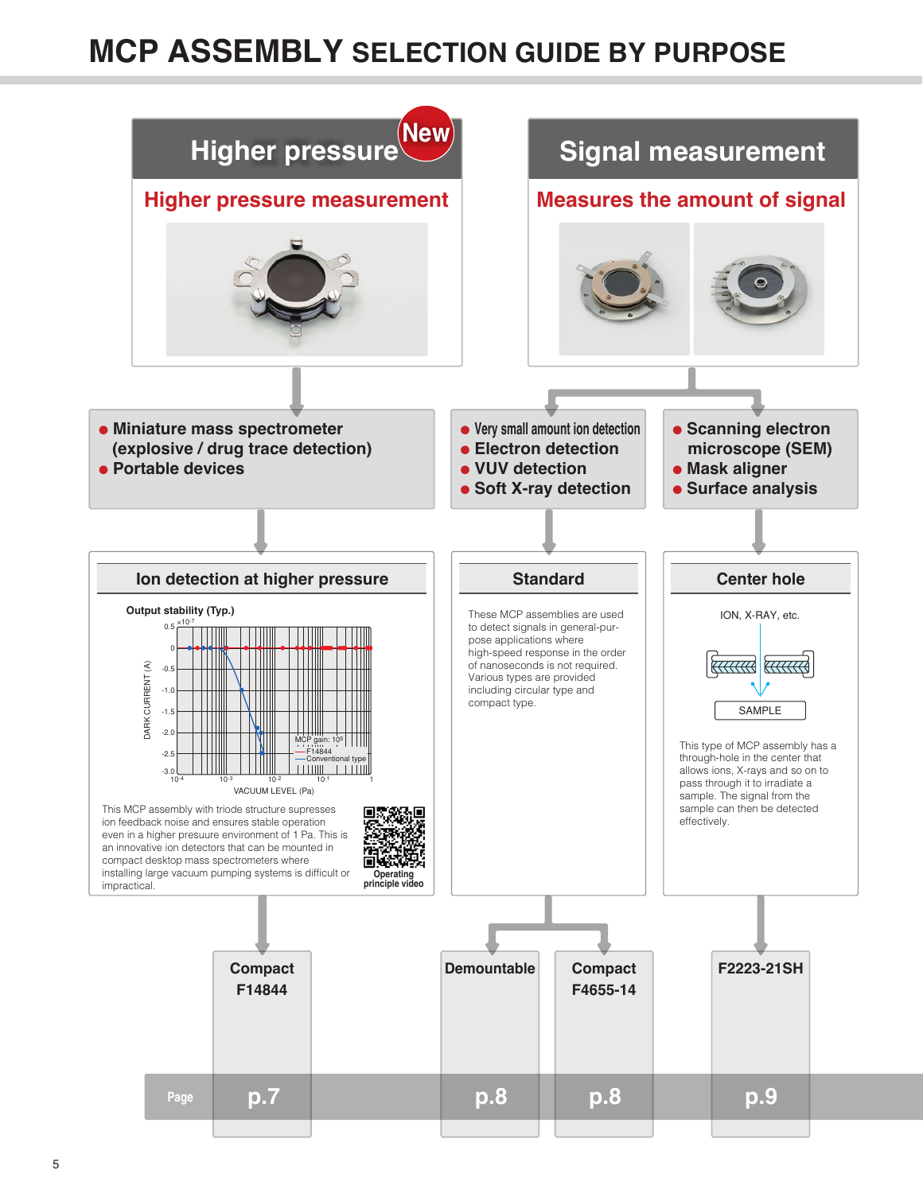# MCP ASSEMBLY SELECTION GUIDE BY PURPOSE

## Higher pressure (New)

### Higher pressure measurement

- Miniature mass spectrometer (explosive / drug trace detection)
- Portable devices

#### Ion detection at higher pressure

Output stability (Typ.)

DARK CURRENT (A) ($\times 10^{-7}$) vs VACUUM LEVEL (Pa), $10^{-4}$ to 1; MCP gain: $10^5$; — F14844; — Conventional type

This MCP assembly with triode structure supresses ion feedback noise and ensures stable operation even in a higher presure environment of 1 Pa. This is an innovative ion detectors that can be mounted in compact desktop mass spectrometers where installing large vacuum pumping systems is difficult or impractical.

Operating principle video

**Compact F14844** — p.7

## Signal measurement

### Measures the amount of signal

- Very small amount ion detection
- Electron detection
- VUV detection
- Soft X-ray detection

#### Standard

These MCP assemblies are used to detect signals in general-purpose applications where high-speed response in the order of nanoseconds is not required. Various types are provided including circular type and compact type.

**Demountable** — p.8

**Compact F4655-14** — p.8

- Scanning electron microscope (SEM)
- Mask aligner
- Surface analysis

#### Center hole

ION, X-RAY, etc.

SAMPLE

This type of MCP assembly has a through-hole in the center that allows ions, X-rays and so on to pass through it to irradiate a sample. The signal from the sample can then be detected effectively.

**F2223-21SH** — p.9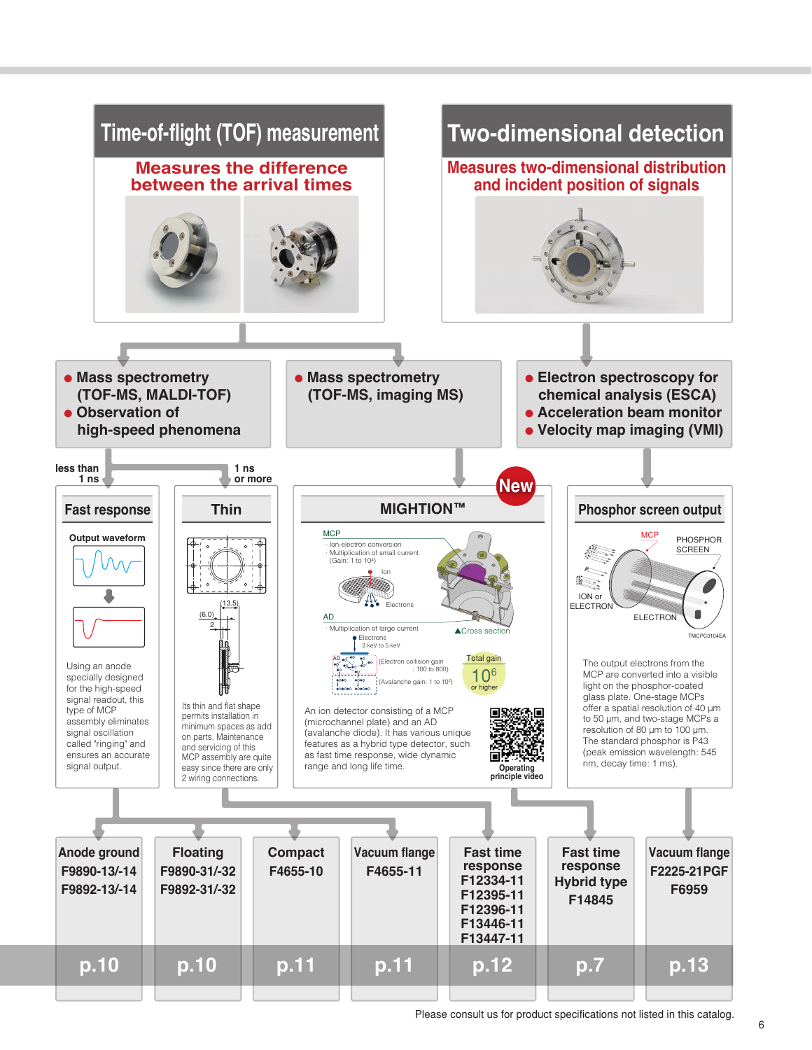## Time-of-flight (TOF) measurement

**Measures the difference between the arrival times**

## Two-dimensional detection

**Measures two-dimensional distribution and incident position of signals**

- Mass spectrometry (TOF-MS, MALDI-TOF)
- Observation of high-speed phenomena

- Mass spectrometry (TOF-MS, imaging MS)

- Electron spectroscopy for chemical analysis (ESCA)
- Acceleration beam monitor
- Velocity map imaging (VMI)

less than 1 ns

1 ns or more

### Fast response

Output waveform

Using an anode specially designed for the high-speed signal readout, this type of MCP assembly eliminates signal oscillation called "ringing" and ensures an accurate signal output.

### Thin

(13.5)

(6.0)

2

Its thin and flat shape permits installation in minimum spaces as add on parts. Maintenance and servicing of this MCP assembly are quite easy since there are only 2 wiring connections.

### MIGHTION™

New

MCP
- Ion-electron conversion
- Multiplication of small current
(Gain: 1 to $10^4$)

Ion

Electrons

AD
- Multiplication of large current

Electrons
3 keV to 5 keV

(Electron collision gain : 100 to 800)

(Avalanche gain: 1 to $10^2$)

Total gain $10^6$ or higher

▲Cross section

An ion detector consisting of a MCP (microchannel plate) and an AD (avalanche diode). It has various unique features as a hybrid type detector, such as fast time response, wide dynamic range and long life time.

Operating principle video

### Phosphor screen output

MCP

PHOSPHOR SCREEN

ION or ELECTRON

ELECTRON

TMCPC0104EA

The output electrons from the MCP are converted into a visible light on the phosphor-coated glass plate. One-stage MCPs offer a spatial resolution of 40 µm to 50 µm, and two-stage MCPs a resolution of 80 µm to 100 µm. The standard phosphor is P43 (peak emission wavelength: 545 nm, decay time: 1 ms).

| Anode ground | Floating | Compact | Vacuum flange | Fast time response | Fast time response Hybrid type | Vacuum flange |
|---|---|---|---|---|---|---|
| F9890-13/-14<br>F9892-13/-14 | F9890-31/-32<br>F9892-31/-32 | F4655-10 | F4655-11 | F12334-11<br>F12395-11<br>F12396-11<br>F13446-11<br>F13447-11 | F14845 | F2225-21PGF<br>F6959 |
| p.10 | p.10 | p.11 | p.11 | p.12 | p.7 | p.13 |

Please consult us for product specifications not listed in this catalog.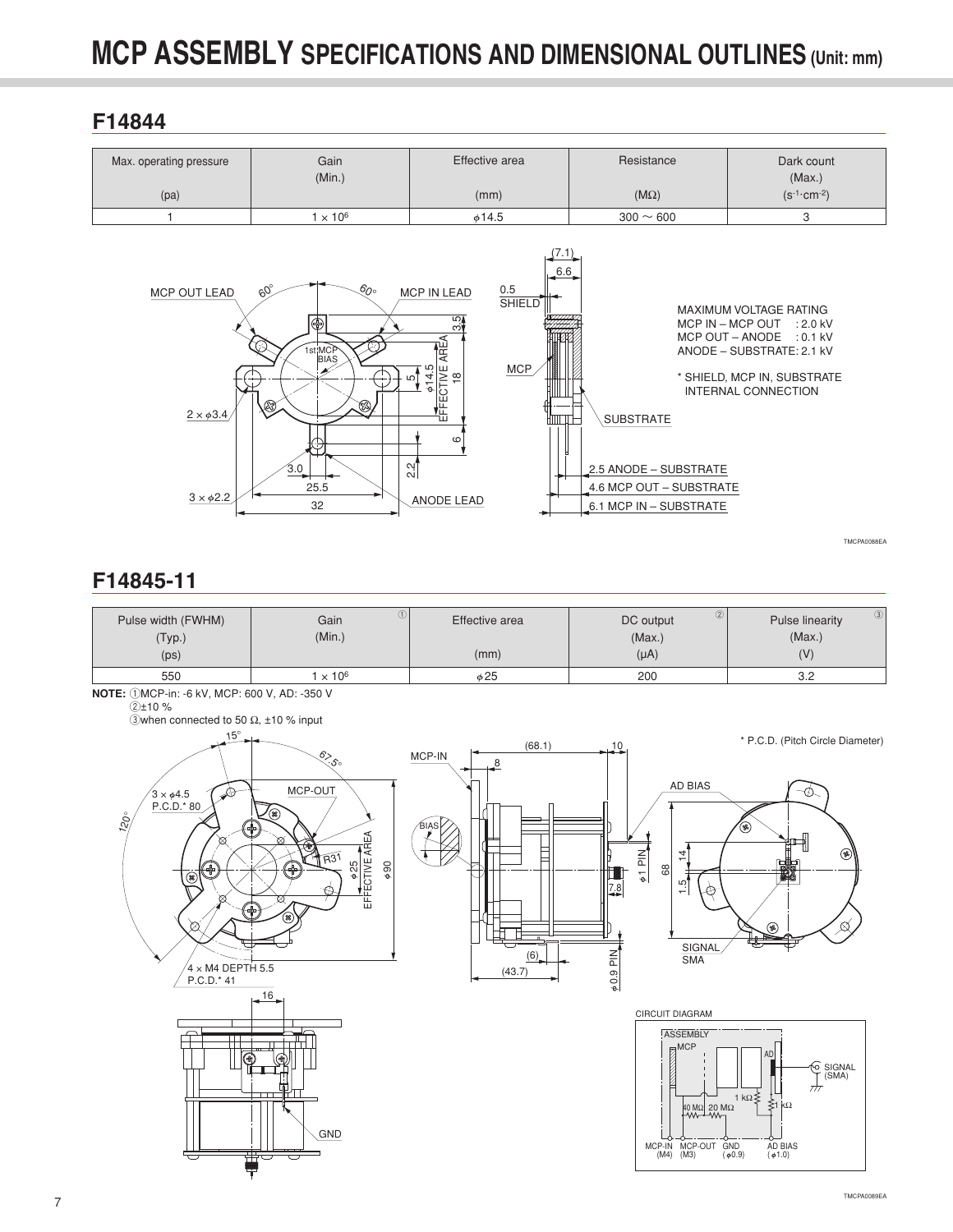# MCP ASSEMBLY SPECIFICATIONS AND DIMENSIONAL OUTLINES (Unit: mm)

## F14844

| Max. operating pressure (pa) | Gain (Min.) | Effective area (mm) | Resistance (MΩ) | Dark count (Max.) ($s^{-1}\cdot cm^{-2}$) |
|---|---|---|---|---|
| 1 | $1 \times 10^6$ | ϕ14.5 | 300 ~ 600 | 3 |

MAXIMUM VOLTAGE RATING
MCP IN – MCP OUT : 2.0 kV
MCP OUT – ANODE : 0.1 kV
ANODE – SUBSTRATE: 2.1 kV

* SHIELD, MCP IN, SUBSTRATE INTERNAL CONNECTION

TMCPA0088EA

## F14845-11

| Pulse width (FWHM) (Typ.) (ps) | Gain ① (Min.) | Effective area (mm) | DC output ② (Max.) (μA) | Pulse linearity ③ (Max.) (V) |
|---|---|---|---|---|
| 550 | $1 \times 10^6$ | ϕ25 | 200 | 3.2 |

**NOTE:** ①MCP-in: -6 kV, MCP: 600 V, AD: -350 V
②±10 %
③when connected to 50 Ω, ±10 % input

* P.C.D. (Pitch Circle Diameter)

CIRCUIT DIAGRAM

TMCPA0089EA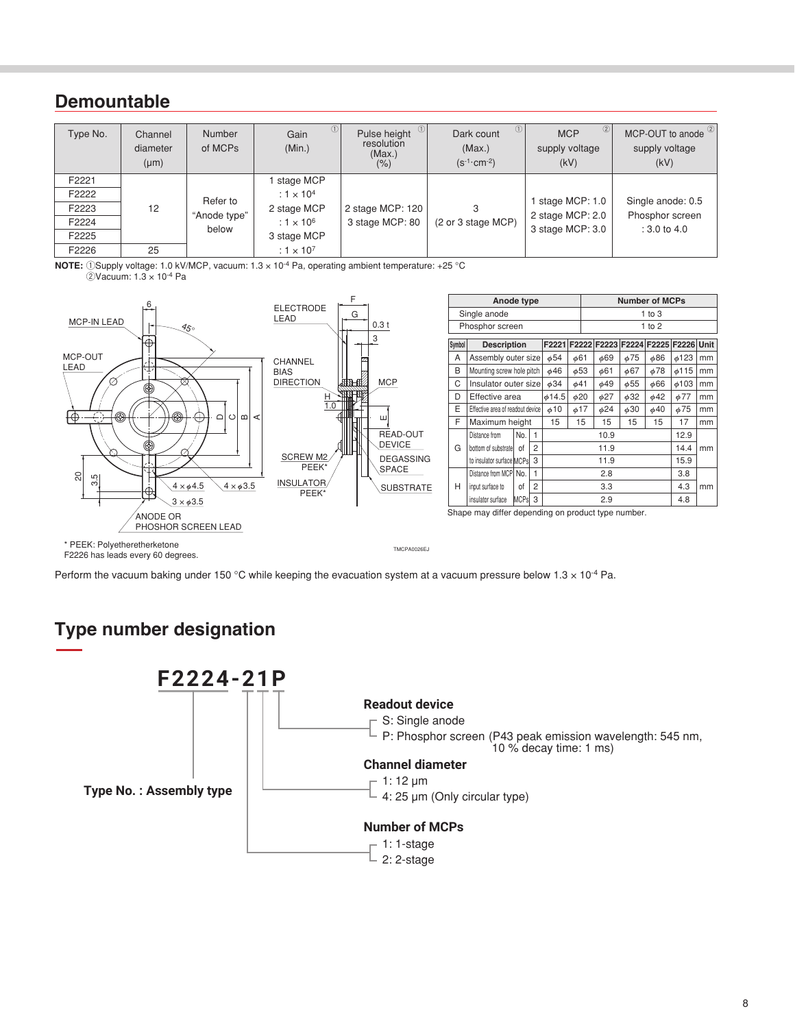## Demountable

| Type No. | Channel diameter (μm) | Number of MCPs | Gain (Min.) ① | Pulse height resolution (Max.) (%) ① | Dark count (Max.) ($s^{-1}\cdot cm^{-2}$) ① | MCP supply voltage (kV) ② | MCP-OUT to anode supply voltage (kV) ② |
|---|---|---|---|---|---|---|---|
| F2221 | 12 | Refer to "Anode type" below | 1 stage MCP : $1 \times 10^4$ 2 stage MCP : $1 \times 10^6$ 3 stage MCP : $1 \times 10^7$ | 2 stage MCP: 120 3 stage MCP: 80 | 3 (2 or 3 stage MCP) | 1 stage MCP: 1.0 2 stage MCP: 2.0 3 stage MCP: 3.0 | Single anode: 0.5 Phosphor screen : 3.0 to 4.0 |
| F2222 | | | | | | | |
| F2223 | | | | | | | |
| F2224 | | | | | | | |
| F2225 | | | | | | | |
| F2226 | 25 | | | | | | |

**NOTE:** ①Supply voltage: 1.0 kV/MCP, vacuum: $1.3 \times 10^{-4}$ Pa, operating ambient temperature: +25 °C
②Vacuum: $1.3 \times 10^{-4}$ Pa

| Anode type | Number of MCPs |
|---|---|
| Single anode | 1 to 3 |
| Phosphor screen | 1 to 2 |

| Symbol | Description | | | F2221 | F2222 | F2223 | F2224 | F2225 | F2226 | Unit |
|---|---|---|---|---|---|---|---|---|---|---|
| A | Assembly outer size | | | φ54 | φ61 | φ69 | φ75 | φ86 | φ123 | mm |
| B | Mounting screw hole pitch | | | φ46 | φ53 | φ61 | φ67 | φ78 | φ115 | mm |
| C | Insulator outer size | | | φ34 | φ41 | φ49 | φ55 | φ66 | φ103 | mm |
| D | Effective area | | | φ14.5 | φ20 | φ27 | φ32 | φ42 | φ77 | mm |
| E | Effective area of readout device | | | φ10 | φ17 | φ24 | φ30 | φ40 | φ75 | mm |
| F | Maximum height | | | 15 | 15 | 15 | 15 | 15 | 17 | mm |
| G | Distance from bottom of substrate to insulator surface | No. of MCPs | 1 | 10.9 | | | | | 12.9 | mm |
| | | | 2 | 11.9 | | | | | 14.4 | |
| | | | 3 | 11.9 | | | | | 15.9 | |
| H | Distance from MCP input surface to insulator surface | No. of MCPs | 1 | 2.8 | | | | | 3.8 | mm |
| | | | 2 | 3.3 | | | | | 4.3 | |
| | | | 3 | 2.9 | | | | | 4.8 | |

Shape may differ depending on product type number.

\* PEEK: Polyetheretherketone
F2226 has leads every 60 degrees.

TMCPA0026EJ

Perform the vacuum baking under 150 °C while keeping the evacuation system at a vacuum pressure below $1.3 \times 10^{-4}$ Pa.

## Type number designation

**F2224-21P**

**Type No. : Assembly type**

**Readout device**
- S: Single anode
- P: Phosphor screen (P43 peak emission wavelength: 545 nm, 10 % decay time: 1 ms)

**Channel diameter**
- 1: 12 μm
- 4: 25 μm (Only circular type)

**Number of MCPs**
- 1: 1-stage
- 2: 2-stage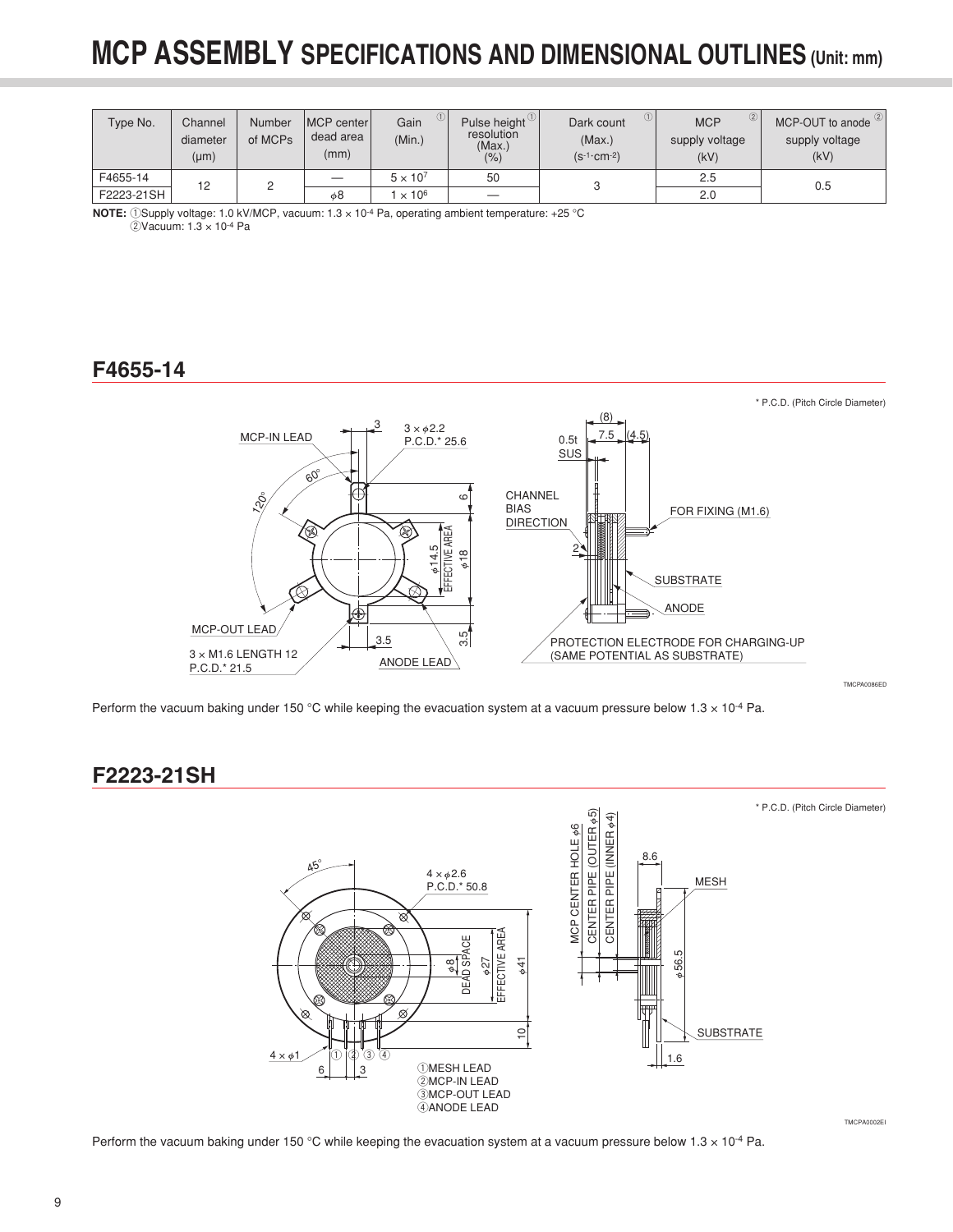# MCP ASSEMBLY SPECIFICATIONS AND DIMENSIONAL OUTLINES (Unit: mm)

| Type No. | Channel diameter (μm) | Number of MCPs | MCP center dead area (mm) | Gain ① (Min.) | Pulse height resolution ① (Max.) (%) | Dark count ① (Max.) ($s^{-1}\cdot cm^{-2}$) | MCP ② supply voltage (kV) | MCP-OUT to anode ② supply voltage (kV) |
|---|---|---|---|---|---|---|---|---|
| F4655-14 | 12 | 2 | — | $5 \times 10^7$ | 50 | 3 | 2.5 | 0.5 |
| F2223-21SH | | | $\phi$8 | $1 \times 10^6$ | — | | 2.0 | |

**NOTE:** ①Supply voltage: 1.0 kV/MCP, vacuum: $1.3 \times 10^{-4}$ Pa, operating ambient temperature: +25 °C
②Vacuum: $1.3 \times 10^{-4}$ Pa

## F4655-14

\* P.C.D. (Pitch Circle Diameter)

MCP-IN LEAD, 3, 3 × $\phi$2.2 P.C.D.* 25.6, 60°, 120°, 6, $\phi$14.5 EFFECTIVE AREA, $\phi$18, MCP-OUT LEAD, 3.5, 3.5, 3 × M1.6 LENGTH 12 P.C.D.* 21.5, ANODE LEAD

(8), 7.5, (4.5), 0.5t SUS, CHANNEL BIAS DIRECTION, FOR FIXING (M1.6), 2, SUBSTRATE, ANODE, PROTECTION ELECTRODE FOR CHARGING-UP (SAME POTENTIAL AS SUBSTRATE)

TMCPA0086ED

Perform the vacuum baking under 150 °C while keeping the evacuation system at a vacuum pressure below $1.3 \times 10^{-4}$ Pa.

## F2223-21SH

\* P.C.D. (Pitch Circle Diameter)

45°, 4 × $\phi$2.6 P.C.D.* 50.8, $\phi$8 DEAD SPACE, $\phi$27 EFFECTIVE AREA, $\phi$41, 10, 4 × $\phi$1, 6, 3

①MESH LEAD
②MCP-IN LEAD
③MCP-OUT LEAD
④ANODE LEAD

MCP CENTER HOLE $\phi$6, CENTER PIPE (OUTER $\phi$5), CENTER PIPE (INNER $\phi$4), 8.6, MESH, $\phi$56.5, SUBSTRATE, 1.6

TMCPA0002EI

Perform the vacuum baking under 150 °C while keeping the evacuation system at a vacuum pressure below $1.3 \times 10^{-4}$ Pa.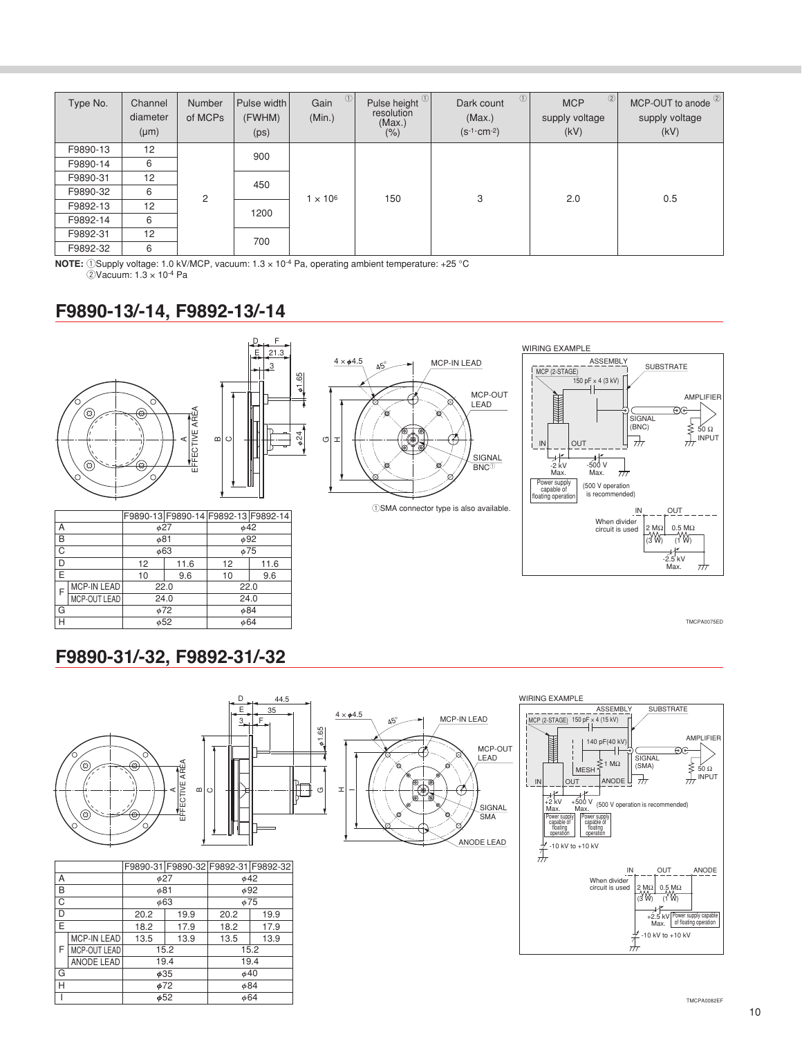| Type No. | Channel diameter (μm) | Number of MCPs | Pulse width (FWHM) (ps) | Gain ① (Min.) | Pulse height ① resolution (Max.) (%) | Dark count ① (Max.) ($s^{-1}·cm^{-2}$) | MCP ② supply voltage (kV) | MCP-OUT to anode ② supply voltage (kV) |
|---|---|---|---|---|---|---|---|---|
| F9890-13 | 12 | 2 | 900 | $1 \times 10^6$ | 150 | 3 | 2.0 | 0.5 |
| F9890-14 | 6 | | | | | | | |
| F9890-31 | 12 | | 450 | | | | | |
| F9890-32 | 6 | | | | | | | |
| F9892-13 | 12 | | 1200 | | | | | |
| F9892-14 | 6 | | | | | | | |
| F9892-31 | 12 | | 700 | | | | | |
| F9892-32 | 6 | | | | | | | |

**NOTE:** ①Supply voltage: 1.0 kV/MCP, vacuum: $1.3 \times 10^{-4}$ Pa, operating ambient temperature: +25 °C
②Vacuum: $1.3 \times 10^{-4}$ Pa

## F9890-13/-14, F9892-13/-14

| | | F9890-13 | F9890-14 | F9892-13 | F9892-14 |
|---|---|---|---|---|---|
| A | | ϕ27 | | ϕ42 | |
| B | | ϕ81 | | ϕ92 | |
| C | | ϕ63 | | ϕ75 | |
| D | | 12 | 11.6 | 12 | 11.6 |
| E | | 10 | 9.6 | 10 | 9.6 |
| F | MCP-IN LEAD | 22.0 | | 22.0 | |
| | MCP-OUT LEAD | 24.0 | | 24.0 | |
| G | | ϕ72 | | ϕ84 | |
| H | | ϕ52 | | ϕ64 | |

①SMA connector type is also available.

TMCPA0075ED

## F9890-31/-32, F9892-31/-32

| | | F9890-31 | F9890-32 | F9892-31 | F9892-32 |
|---|---|---|---|---|---|
| A | | ϕ27 | | ϕ42 | |
| B | | ϕ81 | | ϕ92 | |
| C | | ϕ63 | | ϕ75 | |
| D | | 20.2 | 19.9 | 20.2 | 19.9 |
| E | | 18.2 | 17.9 | 18.2 | 17.9 |
| F | MCP-IN LEAD | 13.5 | 13.9 | 13.5 | 13.9 |
| | MCP-OUT LEAD | 15.2 | | 15.2 | |
| | ANODE LEAD | 19.4 | | 19.4 | |
| G | | ϕ35 | | ϕ40 | |
| H | | ϕ72 | | ϕ84 | |
| I | | ϕ52 | | ϕ64 | |

TMCPA0082EF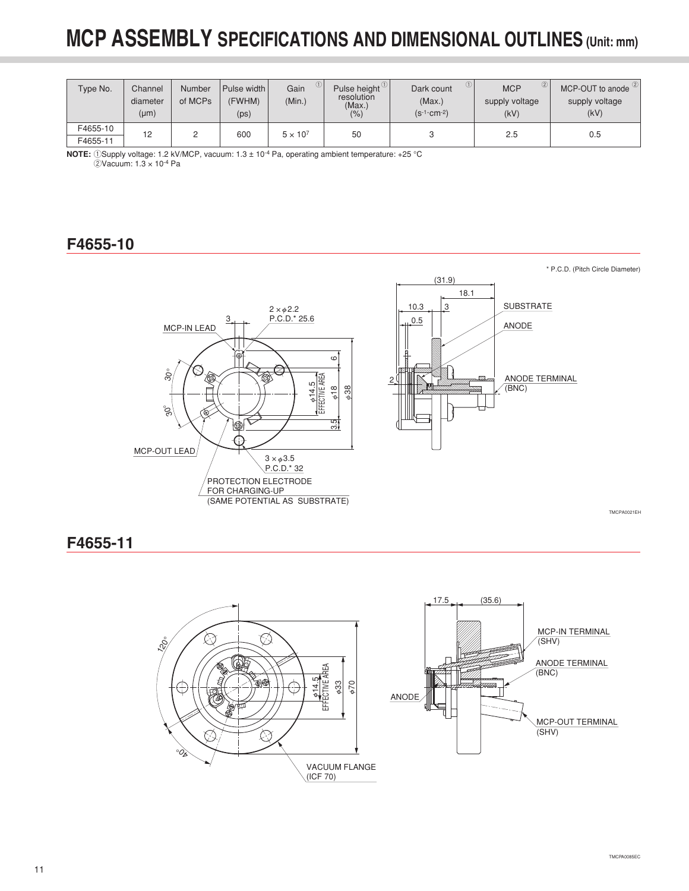# MCP ASSEMBLY SPECIFICATIONS AND DIMENSIONAL OUTLINES (Unit: mm)

| Type No. | Channel diameter (μm) | Number of MCPs | Pulse width (FWHM) (ps) | Gain (Min.) ① | Pulse height resolution (Max.) (%) ① | Dark count (Max.) ($s^{-1} \cdot cm^{-2}$) ① | MCP supply voltage (kV) ② | MCP-OUT to anode supply voltage (kV) ② |
|---|---|---|---|---|---|---|---|---|
| F4655-10 | 12 | 2 | 600 | $5 \times 10^7$ | 50 | 3 | 2.5 | 0.5 |
| F4655-11 | | | | | | | | |

**NOTE:** ①Supply voltage: 1.2 kV/MCP, vacuum: $1.3 \pm 10^{-4}$ Pa, operating ambient temperature: +25 °C
②Vacuum: $1.3 \times 10^{-4}$ Pa

## F4655-10

\* P.C.D. (Pitch Circle Diameter)

MCP-IN LEAD, $2 \times \phi 2.2$ P.C.D.\* 25.6, 3, 30°, 30°, 6, $\phi 14.5$ EFFECTIVE AREA, $\phi 18$, $\phi 38$, 3.5, MCP-OUT LEAD, $3 \times \phi 3.5$ P.C.D.\* 32, PROTECTION ELECTRODE FOR CHARGING-UP (SAME POTENTIAL AS SUBSTRATE)

(31.9), 18.1, 10.3, 3, 0.5, 2, SUBSTRATE, ANODE, ANODE TERMINAL (BNC)

TMCPA0021EH

## F4655-11

120°, 40°, $\phi 14.5$ EFFECTIVE AREA, $\phi 33$, $\phi 70$, VACUUM FLANGE (ICF 70)

17.5, (35.6), MCP-IN TERMINAL (SHV), ANODE TERMINAL (BNC), ANODE, MCP-OUT TERMINAL (SHV)

TMCPA0085EC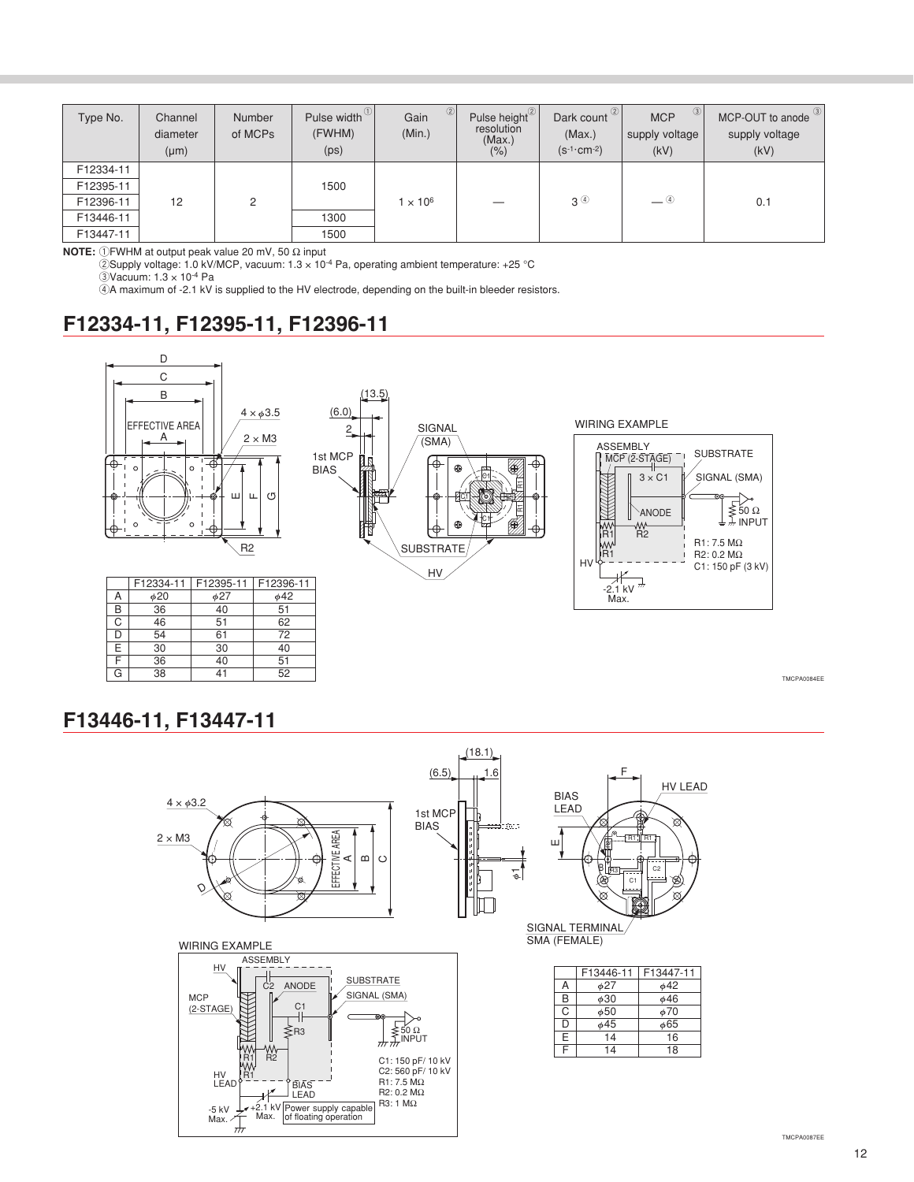| Type No. | Channel diameter (μm) | Number of MCPs | Pulse width ① (FWHM) (ps) | Gain ② (Min.) | Pulse height ② resolution (Max.) (%) | Dark count ② (Max.) ($s^{-1} \cdot cm^{-2}$) | MCP ③ supply voltage (kV) | MCP-OUT to anode ③ supply voltage (kV) |
|---|---|---|---|---|---|---|---|---|
| F12334-11 | 12 | 2 | 1500 | $1 \times 10^6$ | — | 3 ④ | — ④ | 0.1 |
| F12395-11 | | | | | | | | |
| F12396-11 | | | | | | | | |
| F13446-11 | | | 1300 | | | | | |
| F13447-11 | | | 1500 | | | | | |

**NOTE:** ①FWHM at output peak value 20 mV, 50 Ω input
②Supply voltage: 1.0 kV/MCP, vacuum: $1.3 \times 10^{-4}$ Pa, operating ambient temperature: +25 °C
③Vacuum: $1.3 \times 10^{-4}$ Pa
④A maximum of -2.1 kV is supplied to the HV electrode, depending on the built-in bleeder resistors.

## F12334-11, F12395-11, F12396-11

WIRING EXAMPLE

R1: 7.5 MΩ
R2: 0.2 MΩ
C1: 150 pF (3 kV)

| | F12334-11 | F12395-11 | F12396-11 |
|---|---|---|---|
| A | φ20 | φ27 | φ42 |
| B | 36 | 40 | 51 |
| C | 46 | 51 | 62 |
| D | 54 | 61 | 72 |
| E | 30 | 30 | 40 |
| F | 36 | 40 | 51 |
| G | 38 | 41 | 52 |

TMCPA0084EE

## F13446-11, F13447-11

WIRING EXAMPLE

C1: 150 pF/ 10 kV
C2: 560 pF/ 10 kV
R1: 7.5 MΩ
R2: 0.2 MΩ
R3: 1 MΩ

| | F13446-11 | F13447-11 |
|---|---|---|
| A | φ27 | φ42 |
| B | φ30 | φ46 |
| C | φ50 | φ70 |
| D | φ45 | φ65 |
| E | 14 | 16 |
| F | 14 | 18 |

TMCPA0087EE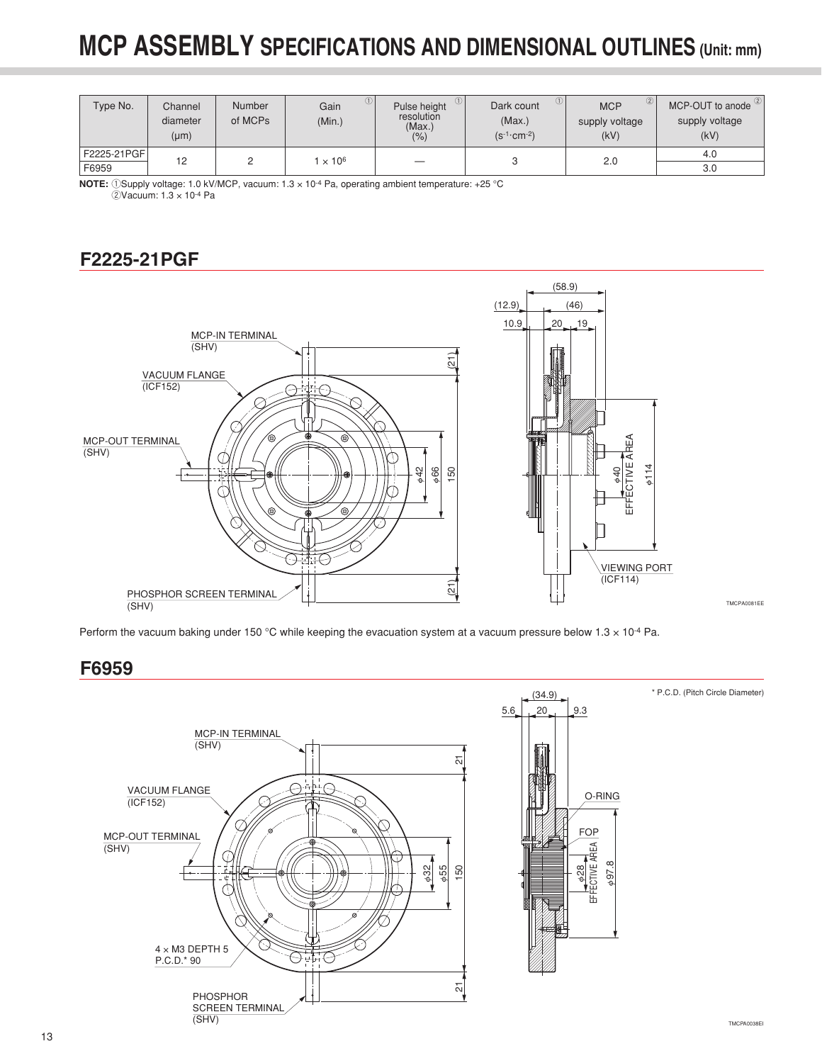# MCP ASSEMBLY SPECIFICATIONS AND DIMENSIONAL OUTLINES (Unit: mm)

| Type No. | Channel diameter (μm) | Number of MCPs | Gain ① (Min.) | Pulse height ① resolution (Max.) (%) | Dark count ① (Max.) ($s^{-1}\cdot cm^{-2}$) | MCP ② supply voltage (kV) | MCP-OUT to anode ② supply voltage (kV) |
|---|---|---|---|---|---|---|---|
| F2225-21PGF | 12 | 2 | $1 \times 10^6$ | — | 3 | 2.0 | 4.0 |
| F6959 | | | | | | | 3.0 |

**NOTE:** ①Supply voltage: 1.0 kV/MCP, vacuum: $1.3 \times 10^{-4}$ Pa, operating ambient temperature: +25 °C
②Vacuum: $1.3 \times 10^{-4}$ Pa

## F2225-21PGF

MCP-IN TERMINAL (SHV)
VACUUM FLANGE (ICF152)
MCP-OUT TERMINAL (SHV)
PHOSPHOR SCREEN TERMINAL (SHV)
VIEWING PORT (ICF114)
EFFECTIVE AREA

(58.9), (12.9), (46), 10.9, 20, 19, (21), 150, φ42, φ66, φ40, φ114

TMCPA0081EE

Perform the vacuum baking under 150 °C while keeping the evacuation system at a vacuum pressure below $1.3 \times 10^{-4}$ Pa.

## F6959

\* P.C.D. (Pitch Circle Diameter)

MCP-IN TERMINAL (SHV)
VACUUM FLANGE (ICF152)
MCP-OUT TERMINAL (SHV)
4 × M3 DEPTH 5 P.C.D.* 90
PHOSPHOR SCREEN TERMINAL (SHV)
O-RING
FOP
EFFECTIVE AREA

(34.9), 5.6, 20, 9.3, 21, 150, φ32, φ55, φ28, φ97.8

TMCPA0038EI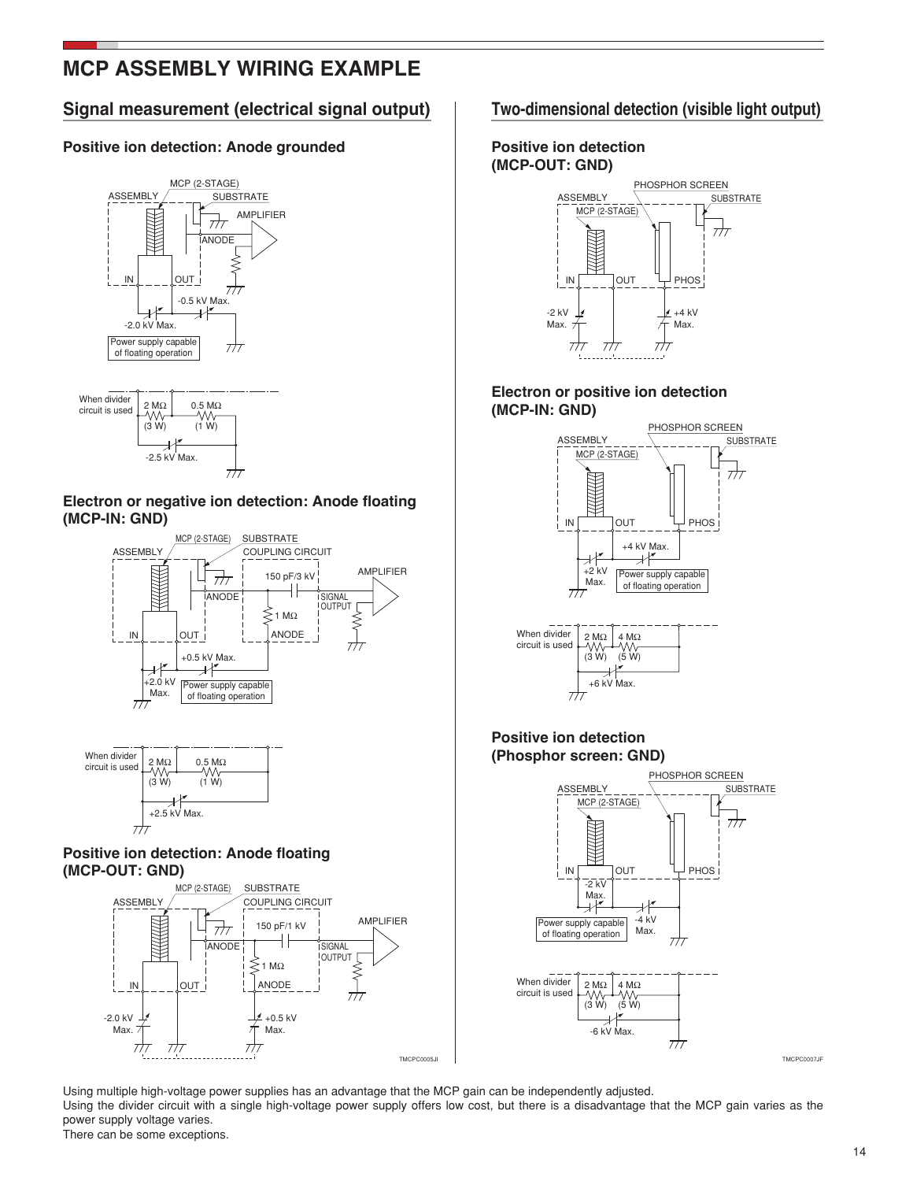// MCP ASSEMBLY WIRING EXAMPLE

## MCP ASSEMBLY WIRING EXAMPLE

### Signal measurement (electrical signal output)

#### Positive ion detection: Anode grounded

ASSEMBLY, MCP (2-STAGE), SUBSTRATE, AMPLIFIER, ANODE, IN, OUT

-0.5 kV Max.

-2.0 kV Max.

Power supply capable of floating operation

When divider circuit is used: 2 MΩ (3 W), 0.5 MΩ (1 W), -2.5 kV Max.

#### Electron or negative ion detection: Anode floating (MCP-IN: GND)

ASSEMBLY, MCP (2-STAGE), SUBSTRATE, COUPLING CIRCUIT, AMPLIFIER, 150 pF/3 kV, ANODE, SIGNAL OUTPUT, 1 MΩ, IN, OUT

+0.5 kV Max.

+2.0 kV Max.

Power supply capable of floating operation

When divider circuit is used: 2 MΩ (3 W), 0.5 MΩ (1 W), +2.5 kV Max.

#### Positive ion detection: Anode floating (MCP-OUT: GND)

ASSEMBLY, MCP (2-STAGE), SUBSTRATE, COUPLING CIRCUIT, AMPLIFIER, 150 pF/1 kV, ANODE, SIGNAL OUTPUT, 1 MΩ, IN, OUT

-2.0 kV Max.

+0.5 kV Max.

TMCPC0005JI

### Two-dimensional detection (visible light output)

#### Positive ion detection (MCP-OUT: GND)

ASSEMBLY, MCP (2-STAGE), PHOSPHOR SCREEN, SUBSTRATE, IN, OUT, PHOS

-2 kV Max.

+4 kV Max.

#### Electron or positive ion detection (MCP-IN: GND)

ASSEMBLY, MCP (2-STAGE), PHOSPHOR SCREEN, SUBSTRATE, IN, OUT, PHOS

+4 kV Max.

+2 kV Max.

Power supply capable of floating operation

When divider circuit is used: 2 MΩ (3 W), 4 MΩ (5 W), +6 kV Max.

#### Positive ion detection (Phosphor screen: GND)

ASSEMBLY, MCP (2-STAGE), PHOSPHOR SCREEN, SUBSTRATE, IN, OUT, PHOS

-2 kV Max.

-4 kV Max.

Power supply capable of floating operation

When divider circuit is used: 2 MΩ (3 W), 4 MΩ (5 W), -6 kV Max.

TMCPC0007JF

Using multiple high-voltage power supplies has an advantage that the MCP gain can be independently adjusted.
Using the divider circuit with a single high-voltage power supply offers low cost, but there is a disadvantage that the MCP gain varies as the power supply voltage varies.
There can be some exceptions.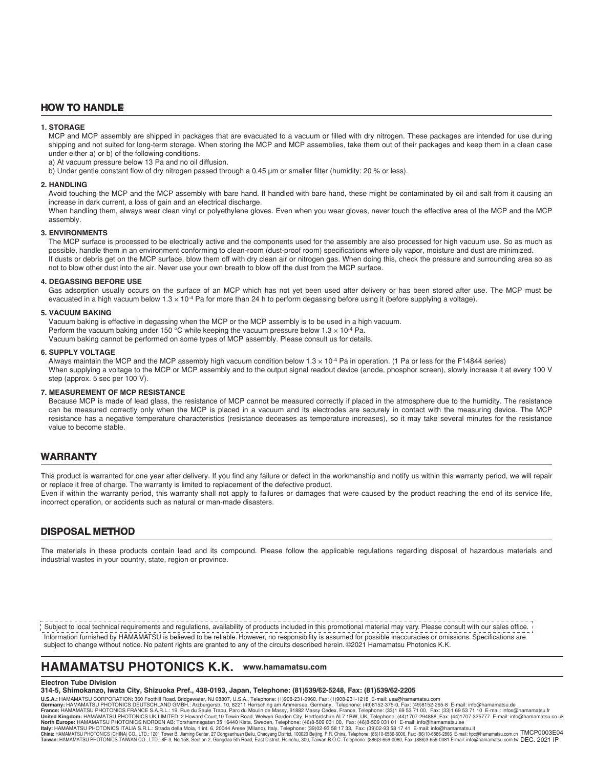## HOW TO HANDLE

### 1. STORAGE

MCP and MCP assembly are shipped in packages that are evacuated to a vacuum or filled with dry nitrogen. These packages are intended for use during shipping and not suited for long-term storage. When storing the MCP and MCP assemblies, take them out of their packages and keep them in a clean case under either a) or b) of the following conditions.

a) At vacuum pressure below 13 Pa and no oil diffusion.

b) Under gentle constant flow of dry nitrogen passed through a 0.45 μm or smaller filter (humidity: 20 % or less).

### 2. HANDLING

Avoid touching the MCP and the MCP assembly with bare hand. If handled with bare hand, these might be contaminated by oil and salt from it causing an increase in dark current, a loss of gain and an electrical discharge.

When handling them, always wear clean vinyl or polyethylene gloves. Even when you wear gloves, never touch the effective area of the MCP and the MCP assembly.

### 3. ENVIRONMENTS

The MCP surface is processed to be electrically active and the components used for the assembly are also processed for high vacuum use. So as much as possible, handle them in an environment conforming to clean-room (dust-proof room) specifications where oily vapor, moisture and dust are minimized.

If dusts or debris get on the MCP surface, blow them off with dry clean air or nitrogen gas. When doing this, check the pressure and surrounding area so as not to blow other dust into the air. Never use your own breath to blow off the dust from the MCP surface.

### 4. DEGASSING BEFORE USE

Gas adsorption usually occurs on the surface of an MCP which has not yet been used after delivery or has been stored after use. The MCP must be evacuated in a high vacuum below $1.3 \times 10^{-4}$ Pa for more than 24 h to perform degassing before using it (before supplying a voltage).

### 5. VACUUM BAKING

Vacuum baking is effective in degassing when the MCP or the MCP assembly is to be used in a high vacuum.

Perform the vacuum baking under 150 °C while keeping the vacuum pressure below $1.3 \times 10^{-4}$ Pa.

Vacuum baking cannot be performed on some types of MCP assembly. Please consult us for details.

### 6. SUPPLY VOLTAGE

Always maintain the MCP and the MCP assembly high vacuum condition below $1.3 \times 10^{-4}$ Pa in operation. (1 Pa or less for the F14844 series)

When supplying a voltage to the MCP or MCP assembly and to the output signal readout device (anode, phosphor screen), slowly increase it at every 100 V step (approx. 5 sec per 100 V).

### 7. MEASUREMENT OF MCP RESISTANCE

Because MCP is made of lead glass, the resistance of MCP cannot be measured correctly if placed in the atmosphere due to the humidity. The resistance can be measured correctly only when the MCP is placed in a vacuum and its electrodes are securely in contact with the measuring device. The MCP resistance has a negative temperature characteristics (resistance deceases as temperature increases), so it may take several minutes for the resistance value to become stable.

## WARRANTY

This product is warranted for one year after delivery. If you find any failure or defect in the workmanship and notify us within this warranty period, we will repair or replace it free of charge. The warranty is limited to replacement of the defective product.

Even if within the warranty period, this warranty shall not apply to failures or damages that were caused by the product reaching the end of its service life, incorrect operation, or accidents such as natural or man-made disasters.

## DISPOSAL METHOD

The materials in these products contain lead and its compound. Please follow the applicable regulations regarding disposal of hazardous materials and industrial wastes in your country, state, region or province.

Subject to local technical requirements and regulations, availability of products included in this promotional material may vary. Please consult with our sales office.

Information furnished by HAMAMATSU is believed to be reliable. However, no responsibility is assumed for possible inaccuracies or omissions. Specifications are subject to change without notice. No patent rights are granted to any of the circuits described herein. ©2021 Hamamatsu Photonics K.K.

# HAMAMATSU PHOTONICS K.K. www.hamamatsu.com

**Electron Tube Division**

**314-5, Shimokanzo, Iwata City, Shizuoka Pref., 438-0193, Japan, Telephone: (81)539/62-5248, Fax: (81)539/62-2205**

**U.S.A.:** HAMAMATSU CORPORATION: 360 Foothill Road, Bridgewater, NJ 08807, U.S.A., Telephone: (1)908-231-0960, Fax: (1)908-231-1218 E-mail: usa@hamamatsu.com
**Germany:** HAMAMATSU PHOTONICS DEUTSCHLAND GMBH.: Arzbergerstr. 10, 82211 Herrsching am Ammersee, Germany, Telephone: (49)8152-375-0, Fax: (49)8152-265-8 E-mail: info@hamamatsu.de
**France:** HAMAMATSU PHOTONICS FRANCE S.A.R.L.: 19, Rue du Saule Trapu, Parc du Moulin de Massy, 91882 Massy Cedex, France, Telephone: (33)1 69 53 71 00, Fax: (33)1 69 53 71 10 E-mail: infos@hamamatsu.fr
**United Kingdom:** HAMAMATSU PHOTONICS UK LIMITED: 2 Howard Court,10 Tewin Road, Welwyn Garden City, Hertfordshire AL7 1BW, UK, Telephone: (44)1707-294888, Fax: (44)1707-325777 E-mail: info@hamamatsu.co.uk
**North Europe:** HAMAMATSU PHOTONICS NORDEN AB: Torshamnsgatan 35 16440 Kista, Sweden, Telephone: (46)8-509 031 00, Fax: (46)8-509 031 01 E-mail: info@hamamatsu.se
**Italy:** HAMAMATSU PHOTONICS ITALIA S.R.L.: Strada della Moia, 1 int. 6, 20044 Arese (Milano), Italy, Telephone: (39)02-93 58 17 33, Fax: (39)02-93 58 17 41 E-mail: info@hamamatsu.it
**China:** HAMAMATSU PHOTONICS (CHINA) CO., LTD.: 1201 Tower B, Jiaming Center, 27 Dongsanhuan Beilu, Chaoyang District, 100020 Beijing, P.R. China, Telephone: (86)10-6586-6006, Fax: (86)10-6586-2866 E-mail: hpc@hamamatsu.com.cn
**Taiwan:** HAMAMATSU PHOTONICS TAIWAN CO., LTD.: 8F-3, No.158, Section 2, Gongdao 5th Road, East District, Hsinchu, 300, Taiwan R.O.C. Telephone: (886)3-659-0080, Fax: (886)3-659-0081 E-mail: info@hamamatsu.com.tw

TMCP0003E04
DEC. 2021 IP